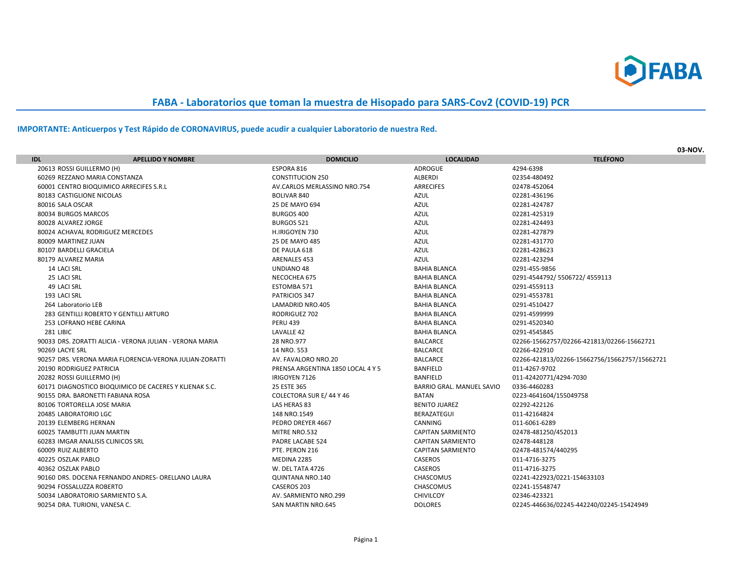# FABA - Laboratorios que toman la muestra de Hisopado para SARS-Cov2 (COVID-19) PCR

**IMPORTANTE: Anticuerpos y Test Rápido de CORONAVIRUS, puede acudir a cualquier Laboratorio de nuestra Red.**

**03-NOV.**

| IDL | APELLIDO Y NOMBRE | DOMICILIO | LOCALIDAD | TELÉFONO |
|---|---|---|---|---|
| 20613 | ROSSI GUILLERMO (H) | ESPORA 816 | ADROGUE | 4294-6398 |
| 60269 | REZZANO MARIA CONSTANZA | CONSTITUCION 250 | ALBERDI | 02354-480492 |
| 60001 | CENTRO BIOQUIMICO ARRECIFES S.R.L | AV.CARLOS MERLASSINO NRO.754 | ARRECIFES | 02478-452064 |
| 80183 | CASTIGLIONE NICOLAS | BOLIVAR 840 | AZUL | 02281-436196 |
| 80016 | SALA OSCAR | 25 DE MAYO 694 | AZUL | 02281-424787 |
| 80034 | BURGOS MARCOS | BURGOS 400 | AZUL | 02281-425319 |
| 80028 | ALVAREZ JORGE | BURGOS 521 | AZUL | 02281-424493 |
| 80024 | ACHAVAL RODRIGUEZ MERCEDES | H.IRIGOYEN 730 | AZUL | 02281-427879 |
| 80009 | MARTINEZ JUAN | 25 DE MAYO 485 | AZUL | 02281-431770 |
| 80107 | BARDELLI GRACIELA | DE PAULA 618 | AZUL | 02281-428623 |
| 80179 | ALVAREZ MARIA | ARENALES 453 | AZUL | 02281-423294 |
| 14 | LACI SRL | UNDIANO 48 | BAHIA BLANCA | 0291-455-9856 |
| 25 | LACI SRL | NECOCHEA 675 | BAHIA BLANCA | 0291-4544792/ 5506722/ 4559113 |
| 49 | LACI SRL | ESTOMBA 571 | BAHIA BLANCA | 0291-4559113 |
| 193 | LACI SRL | PATRICIOS 347 | BAHIA BLANCA | 0291-4553781 |
| 264 | Laboratorio LEB | LAMADRID NRO.405 | BAHIA BLANCA | 0291-4510427 |
| 283 | GENTILLI ROBERTO Y GENTILLI ARTURO | RODRIGUEZ 702 | BAHIA BLANCA | 0291-4599999 |
| 253 | LOFRANO HEBE CARINA | PERU 439 | BAHIA BLANCA | 0291-4520340 |
| 281 | LIBIC | LAVALLE 42 | BAHIA BLANCA | 0291-4545845 |
| 90033 | DRS. ZORATTI ALICIA - VERONA JULIAN - VERONA MARIA | 28 NRO.977 | BALCARCE | 02266-15662757/02266-421813/02266-15662721 |
| 90269 | LACYE SRL | 14 NRO. 553 | BALCARCE | 02266-422910 |
| 90257 | DRS. VERONA MARIA FLORENCIA-VERONA JULIAN-ZORATTI | AV. FAVALORO NRO.20 | BALCARCE | 02266-421813/02266-15662756/15662757/15662721 |
| 20190 | RODRIGUEZ PATRICIA | PRENSA ARGENTINA 1850 LOCAL 4 Y 5 | BANFIELD | 011-4267-9702 |
| 20282 | ROSSI GUILLERMO (H) | IRIGOYEN 7126 | BANFIELD | 011-42420771/4294-7030 |
| 60171 | DIAGNOSTICO BIOQUIMICO DE CACERES Y KLJENAK S.C. | 25 ESTE 365 | BARRIO GRAL. MANUEL SAVIO | 0336-4460283 |
| 90155 | DRA. BARONETTI FABIANA ROSA | COLECTORA SUR E/ 44 Y 46 | BATAN | 0223-4641604/155049758 |
| 80106 | TORTORELLA JOSE MARIA | LAS HERAS 83 | BENITO JUAREZ | 02292-422126 |
| 20485 | LABORATORIO LGC | 148 NRO.1549 | BERAZATEGUI | 011-42164824 |
| 20139 | ELEMBERG HERNAN | PEDRO DREYER 4667 | CANNING | 011-6061-6289 |
| 60025 | TAMBUTTI JUAN MARTIN | MITRE NRO.532 | CAPITAN SARMIENTO | 02478-481250/452013 |
| 60283 | IMGAR ANALISIS CLINICOS SRL | PADRE LACABE 524 | CAPITAN SARMIENTO | 02478-448128 |
| 60009 | RUIZ ALBERTO | PTE. PERON 216 | CAPITAN SARMIENTO | 02478-481574/440295 |
| 40225 | OSZLAK PABLO | MEDINA 2285 | CASEROS | 011-4716-3275 |
| 40362 | OSZLAK PABLO | W. DEL TATA 4726 | CASEROS | 011-4716-3275 |
| 90160 | DRS. DOCENA FERNANDO ANDRES- ORELLANO LAURA | QUINTANA NRO.140 | CHASCOMUS | 02241-422923/0221-154633103 |
| 90294 | FOSSALUZZA ROBERTO | CASEROS 203 | CHASCOMUS | 02241-15548747 |
| 50034 | LABORATORIO SARMIENTO S.A. | AV. SARMIENTO NRO.299 | CHIVILCOY | 02346-423321 |
| 90254 | DRA. TURIONI, VANESA C. | SAN MARTIN NRO.645 | DOLORES | 02245-446636/02245-442240/02245-15424949 |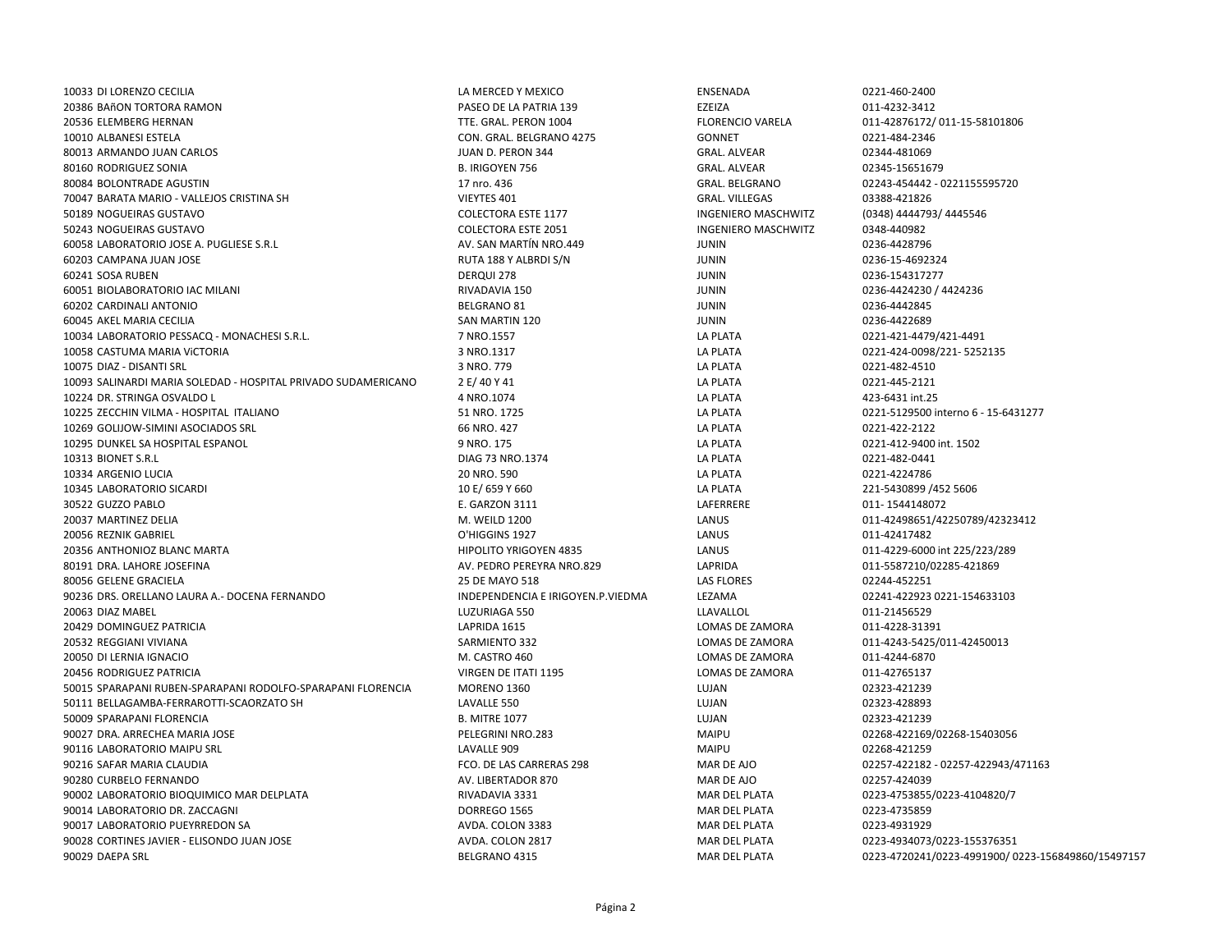| | | | | |
|---|---|---|---|---|
| 10033 | DI LORENZO CECILIA | LA MERCED Y MEXICO | ENSENADA | 0221-460-2400 |
| 20386 | BAñON TORTORA RAMON | PASEO DE LA PATRIA 139 | EZEIZA | 011-4232-3412 |
| 20536 | ELEMBERG HERNAN | TTE. GRAL. PERON 1004 | FLORENCIO VARELA | 011-42876172/ 011-15-58101806 |
| 10010 | ALBANESI ESTELA | CON. GRAL. BELGRANO 4275 | GONNET | 0221-484-2346 |
| 80013 | ARMANDO JUAN CARLOS | JUAN D. PERON 344 | GRAL. ALVEAR | 02344-481069 |
| 80160 | RODRIGUEZ SONIA | B. IRIGOYEN 756 | GRAL. ALVEAR | 02345-15651679 |
| 80084 | BOLONTRADE AGUSTIN | 17 nro. 436 | GRAL. BELGRANO | 02243-454442 - 0221155595720 |
| 70047 | BARATA MARIO - VALLEJOS CRISTINA SH | VIEYTES 401 | GRAL. VILLEGAS | 03388-421826 |
| 50189 | NOGUEIRAS GUSTAVO | COLECTORA ESTE 1177 | INGENIERO MASCHWITZ | (0348) 4444793/ 4445546 |
| 50243 | NOGUEIRAS GUSTAVO | COLECTORA ESTE 2051 | INGENIERO MASCHWITZ | 0348-440982 |
| 60058 | LABORATORIO JOSE A. PUGLIESE S.R.L | AV. SAN MARTÍN NRO.449 | JUNIN | 0236-4428796 |
| 60203 | CAMPANA JUAN JOSE | RUTA 188 Y ALBRDI S/N | JUNIN | 0236-15-4692324 |
| 60241 | SOSA RUBEN | DERQUI 278 | JUNIN | 0236-154317277 |
| 60051 | BIOLABORATORIO IAC MILANI | RIVADAVIA 150 | JUNIN | 0236-4424230 / 4424236 |
| 60202 | CARDINALI ANTONIO | BELGRANO 81 | JUNIN | 0236-4442845 |
| 60045 | AKEL MARIA CECILIA | SAN MARTIN 120 | JUNIN | 0236-4422689 |
| 10034 | LABORATORIO PESSACQ - MONACHESI S.R.L. | 7 NRO.1557 | LA PLATA | 0221-421-4479/421-4491 |
| 10058 | CASTUMA MARIA ViCTORIA | 3 NRO.1317 | LA PLATA | 0221-424-0098/221- 5252135 |
| 10075 | DIAZ - DISANTI SRL | 3 NRO. 779 | LA PLATA | 0221-482-4510 |
| 10093 | SALINARDI MARIA SOLEDAD - HOSPITAL PRIVADO SUDAMERICANO | 2 E/ 40 Y 41 | LA PLATA | 0221-445-2121 |
| 10224 | DR. STRINGA OSVALDO L | 4 NRO.1074 | LA PLATA | 423-6431 int.25 |
| 10225 | ZECCHIN VILMA - HOSPITAL ITALIANO | 51 NRO. 1725 | LA PLATA | 0221-5129500 interno 6 - 15-6431277 |
| 10269 | GOLIJOW-SIMINI ASOCIADOS SRL | 66 NRO. 427 | LA PLATA | 0221-422-2122 |
| 10295 | DUNKEL SA HOSPITAL ESPANOL | 9 NRO. 175 | LA PLATA | 0221-412-9400 int. 1502 |
| 10313 | BIONET S.R.L | DIAG 73 NRO.1374 | LA PLATA | 0221-482-0441 |
| 10334 | ARGENIO LUCIA | 20 NRO. 590 | LA PLATA | 0221-4224786 |
| 10345 | LABORATORIO SICARDI | 10 E/ 659 Y 660 | LA PLATA | 221-5430899 /452 5606 |
| 30522 | GUZZO PABLO | E. GARZON 3111 | LAFERRERE | 011- 1544148072 |
| 20037 | MARTINEZ DELIA | M. WEILD 1200 | LANUS | 011-42498651/42250789/42323412 |
| 20056 | REZNIK GABRIEL | O'HIGGINS 1927 | LANUS | 011-42417482 |
| 20356 | ANTHONIOZ BLANC MARTA | HIPOLITO YRIGOYEN 4835 | LANUS | 011-4229-6000 int 225/223/289 |
| 80191 | DRA. LAHORE JOSEFINA | AV. PEDRO PEREYRA NRO.829 | LAPRIDA | 011-5587210/02285-421869 |
| 80056 | GELENE GRACIELA | 25 DE MAYO 518 | LAS FLORES | 02244-452251 |
| 90236 | DRS. ORELLANO LAURA A.- DOCENA FERNANDO | INDEPENDENCIA E IRIGOYEN.P.VIEDMA | LEZAMA | 02241-422923 0221-154633103 |
| 20063 | DIAZ MABEL | LUZURIAGA 550 | LLAVALLOL | 011-21456529 |
| 20429 | DOMINGUEZ PATRICIA | LAPRIDA 1615 | LOMAS DE ZAMORA | 011-4228-31391 |
| 20532 | REGGIANI VIVIANA | SARMIENTO 332 | LOMAS DE ZAMORA | 011-4243-5425/011-42450013 |
| 20050 | DI LERNIA IGNACIO | M. CASTRO 460 | LOMAS DE ZAMORA | 011-4244-6870 |
| 20456 | RODRIGUEZ PATRICIA | VIRGEN DE ITATI 1195 | LOMAS DE ZAMORA | 011-42765137 |
| 50015 | SPARAPANI RUBEN-SPARAPANI RODOLFO-SPARAPANI FLORENCIA | MORENO 1360 | LUJAN | 02323-421239 |
| 50111 | BELLAGAMBA-FERRAROTTI-SCAORZATO SH | LAVALLE 550 | LUJAN | 02323-428893 |
| 50009 | SPARAPANI FLORENCIA | B. MITRE 1077 | LUJAN | 02323-421239 |
| 90027 | DRA. ARRECHEA MARIA JOSE | PELEGRINI NRO.283 | MAIPU | 02268-422169/02268-15403056 |
| 90116 | LABORATORIO MAIPU SRL | LAVALLE 909 | MAIPU | 02268-421259 |
| 90216 | SAFAR MARIA CLAUDIA | FCO. DE LAS CARRERAS 298 | MAR DE AJO | 02257-422182 - 02257-422943/471163 |
| 90280 | CURBELO FERNANDO | AV. LIBERTADOR 870 | MAR DE AJO | 02257-424039 |
| 90002 | LABORATORIO BIOQUIMICO MAR DELPLATA | RIVADAVIA 3331 | MAR DEL PLATA | 0223-4753855/0223-4104820/7 |
| 90014 | LABORATORIO DR. ZACCAGNI | DORREGO 1565 | MAR DEL PLATA | 0223-4735859 |
| 90017 | LABORATORIO PUEYRREDON SA | AVDA. COLON 3383 | MAR DEL PLATA | 0223-4931929 |
| 90028 | CORTINES JAVIER - ELISONDO JUAN JOSE | AVDA. COLON 2817 | MAR DEL PLATA | 0223-4934073/0223-155376351 |
| 90029 | DAEPA SRL | BELGRANO 4315 | MAR DEL PLATA | 0223-4720241/0223-4991900/ 0223-156849860/15497157 |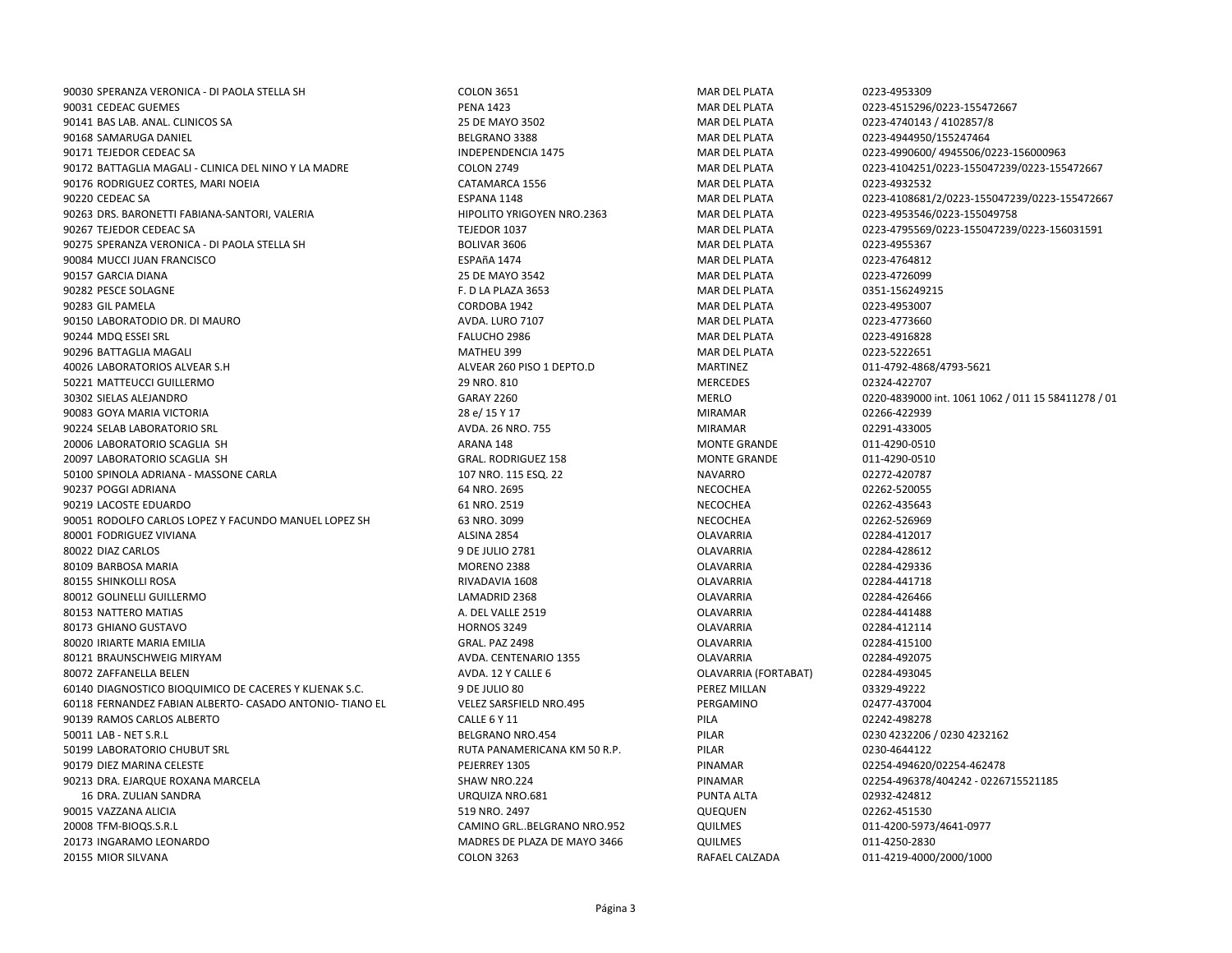| | | | | |
|---|---|---|---|---|
| 90030 | SPERANZA VERONICA - DI PAOLA STELLA SH | COLON 3651 | MAR DEL PLATA | 0223-4953309 |
| 90031 | CEDEAC GUEMES | PENA 1423 | MAR DEL PLATA | 0223-4515296/0223-155472667 |
| 90141 | BAS LAB. ANAL. CLINICOS SA | 25 DE MAYO 3502 | MAR DEL PLATA | 0223-4740143 / 4102857/8 |
| 90168 | SAMARUGA DANIEL | BELGRANO 3388 | MAR DEL PLATA | 0223-4944950/155247464 |
| 90171 | TEJEDOR CEDEAC SA | INDEPENDENCIA 1475 | MAR DEL PLATA | 0223-4990600/ 4945506/0223-156000963 |
| 90172 | BATTAGLIA MAGALI - CLINICA DEL NINO Y LA MADRE | COLON 2749 | MAR DEL PLATA | 0223-4104251/0223-155047239/0223-155472667 |
| 90176 | RODRIGUEZ CORTES, MARI NOEIA | CATAMARCA 1556 | MAR DEL PLATA | 0223-4932532 |
| 90220 | CEDEAC SA | ESPANA 1148 | MAR DEL PLATA | 0223-4108681/2/0223-155047239/0223-155472667 |
| 90263 | DRS. BARONETTI FABIANA-SANTORI, VALERIA | HIPOLITO YRIGOYEN NRO.2363 | MAR DEL PLATA | 0223-4953546/0223-155049758 |
| 90267 | TEJEDOR CEDEAC SA | TEJEDOR 1037 | MAR DEL PLATA | 0223-4795569/0223-155047239/0223-156031591 |
| 90275 | SPERANZA VERONICA - DI PAOLA STELLA SH | BOLIVAR 3606 | MAR DEL PLATA | 0223-4955367 |
| 90084 | MUCCI JUAN FRANCISCO | ESPAñA 1474 | MAR DEL PLATA | 0223-4764812 |
| 90157 | GARCIA DIANA | 25 DE MAYO 3542 | MAR DEL PLATA | 0223-4726099 |
| 90282 | PESCE SOLAGNE | F. D LA PLAZA 3653 | MAR DEL PLATA | 0351-156249215 |
| 90283 | GIL PAMELA | CORDOBA 1942 | MAR DEL PLATA | 0223-4953007 |
| 90150 | LABORATODIO DR. DI MAURO | AVDA. LURO 7107 | MAR DEL PLATA | 0223-4773660 |
| 90244 | MDQ ESSEI SRL | FALUCHO 2986 | MAR DEL PLATA | 0223-4916828 |
| 90296 | BATTAGLIA MAGALI | MATHEU 399 | MAR DEL PLATA | 0223-5222651 |
| 40026 | LABORATORIOS ALVEAR S.H | ALVEAR 260 PISO 1 DEPTO.D | MARTINEZ | 011-4792-4868/4793-5621 |
| 50221 | MATTEUCCI GUILLERMO | 29 NRO. 810 | MERCEDES | 02324-422707 |
| 30302 | SIELAS ALEJANDRO | GARAY 2260 | MERLO | 0220-4839000 int. 1061 1062 / 011 15 58411278 / 01 |
| 90083 | GOYA MARIA VICTORIA | 28 e/ 15 Y 17 | MIRAMAR | 02266-422939 |
| 90224 | SELAB LABORATORIO SRL | AVDA. 26 NRO. 755 | MIRAMAR | 02291-433005 |
| 20006 | LABORATORIO SCAGLIA SH | ARANA 148 | MONTE GRANDE | 011-4290-0510 |
| 20097 | LABORATORIO SCAGLIA SH | GRAL. RODRIGUEZ 158 | MONTE GRANDE | 011-4290-0510 |
| 50100 | SPINOLA ADRIANA - MASSONE CARLA | 107 NRO. 115 ESQ. 22 | NAVARRO | 02272-420787 |
| 90237 | POGGI ADRIANA | 64 NRO. 2695 | NECOCHEA | 02262-520055 |
| 90219 | LACOSTE EDUARDO | 61 NRO. 2519 | NECOCHEA | 02262-435643 |
| 90051 | RODOLFO CARLOS LOPEZ Y FACUNDO MANUEL LOPEZ SH | 63 NRO. 3099 | NECOCHEA | 02262-526969 |
| 80001 | FODRIGUEZ VIVIANA | ALSINA 2854 | OLAVARRIA | 02284-412017 |
| 80022 | DIAZ CARLOS | 9 DE JULIO 2781 | OLAVARRIA | 02284-428612 |
| 80109 | BARBOSA MARIA | MORENO 2388 | OLAVARRIA | 02284-429336 |
| 80155 | SHINKOLLI ROSA | RIVADAVIA 1608 | OLAVARRIA | 02284-441718 |
| 80012 | GOLINELLI GUILLERMO | LAMADRID 2368 | OLAVARRIA | 02284-426466 |
| 80153 | NATTERO MATIAS | A. DEL VALLE 2519 | OLAVARRIA | 02284-441488 |
| 80173 | GHIANO GUSTAVO | HORNOS 3249 | OLAVARRIA | 02284-412114 |
| 80020 | IRIARTE MARIA EMILIA | GRAL. PAZ 2498 | OLAVARRIA | 02284-415100 |
| 80121 | BRAUNSCHWEIG MIRYAM | AVDA. CENTENARIO 1355 | OLAVARRIA | 02284-492075 |
| 80072 | ZAFFANELLA BELEN | AVDA. 12 Y CALLE 6 | OLAVARRIA (FORTABAT) | 02284-493045 |
| 60140 | DIAGNOSTICO BIOQUIMICO DE CACERES Y KLJENAK S.C. | 9 DE JULIO 80 | PEREZ MILLAN | 03329-49222 |
| 60118 | FERNANDEZ FABIAN ALBERTO- CASADO ANTONIO- TIANO EL | VELEZ SARSFIELD NRO.495 | PERGAMINO | 02477-437004 |
| 90139 | RAMOS CARLOS ALBERTO | CALLE 6 Y 11 | PILA | 02242-498278 |
| 50011 | LAB - NET S.R.L | BELGRANO NRO.454 | PILAR | 0230 4232206 / 0230 4232162 |
| 50199 | LABORATORIO CHUBUT SRL | RUTA PANAMERICANA KM 50 R.P. | PILAR | 0230-4644122 |
| 90179 | DIEZ MARINA CELESTE | PEJERREY 1305 | PINAMAR | 02254-494620/02254-462478 |
| 90213 | DRA. EJARQUE ROXANA MARCELA | SHAW NRO.224 | PINAMAR | 02254-496378/404242 - 0226715521185 |
| 16 | DRA. ZULIAN SANDRA | URQUIZA NRO.681 | PUNTA ALTA | 02932-424812 |
| 90015 | VAZZANA ALICIA | 519 NRO. 2497 | QUEQUEN | 02262-451530 |
| 20008 | TFM-BIOQS.S.R.L | CAMINO GRL..BELGRANO NRO.952 | QUILMES | 011-4200-5973/4641-0977 |
| 20173 | INGARAMO LEONARDO | MADRES DE PLAZA DE MAYO 3466 | QUILMES | 011-4250-2830 |
| 20155 | MIOR SILVANA | COLON 3263 | RAFAEL CALZADA | 011-4219-4000/2000/1000 |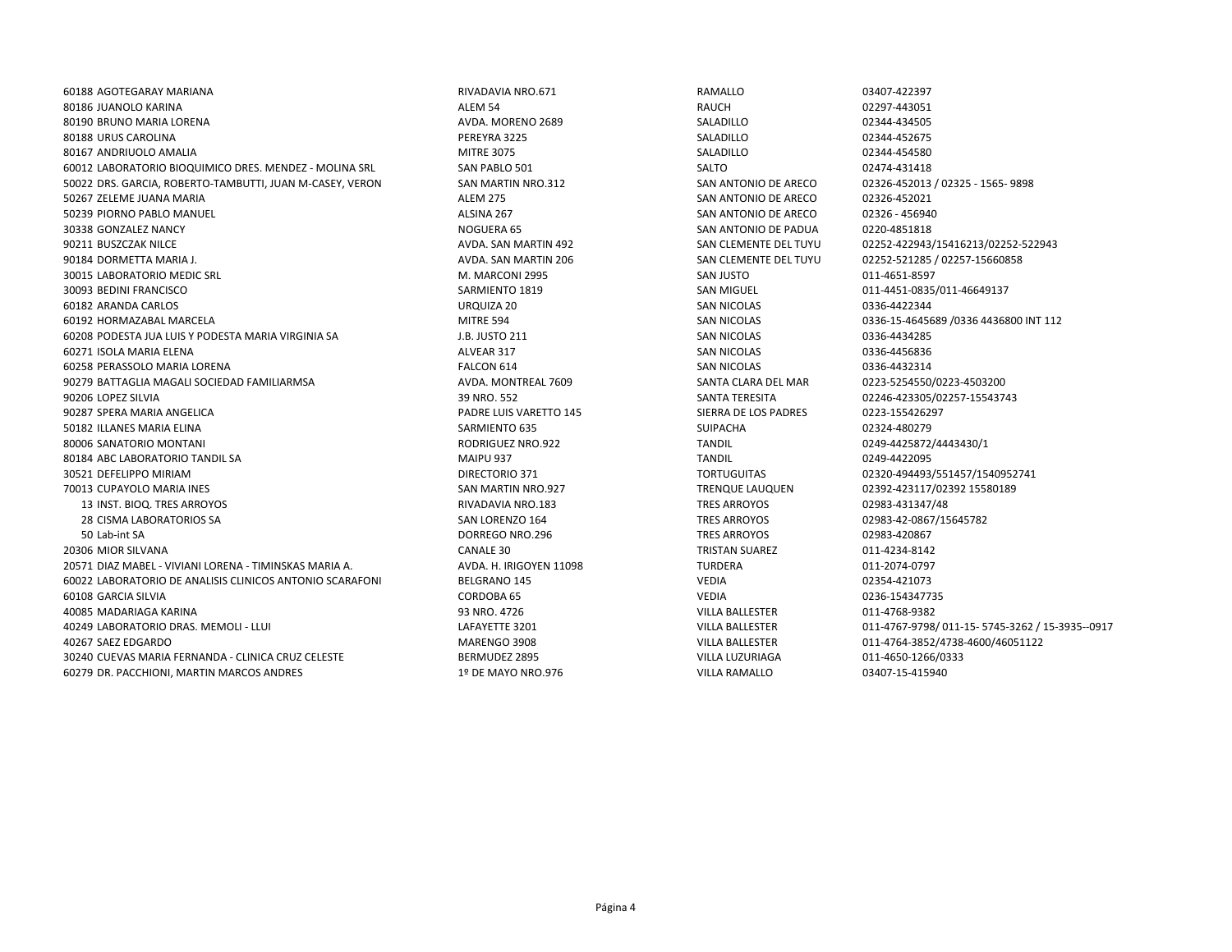| | | | |
|---|---|---|---|
| 60188 AGOTEGARAY MARIANA | RIVADAVIA NRO.671 | RAMALLO | 03407-422397 |
| 80186 JUANOLO KARINA | ALEM 54 | RAUCH | 02297-443051 |
| 80190 BRUNO MARIA LORENA | AVDA. MORENO 2689 | SALADILLO | 02344-434505 |
| 80188 URUS CAROLINA | PEREYRA 3225 | SALADILLO | 02344-452675 |
| 80167 ANDRIUOLO AMALIA | MITRE 3075 | SALADILLO | 02344-454580 |
| 60012 LABORATORIO BIOQUIMICO DRES. MENDEZ - MOLINA SRL | SAN PABLO 501 | SALTO | 02474-431418 |
| 50022 DRS. GARCIA, ROBERTO-TAMBUTTI, JUAN M-CASEY, VERON | SAN MARTIN NRO.312 | SAN ANTONIO DE ARECO | 02326-452013 / 02325 - 1565- 9898 |
| 50267 ZELEME JUANA MARIA | ALEM 275 | SAN ANTONIO DE ARECO | 02326-452021 |
| 50239 PIORNO PABLO MANUEL | ALSINA 267 | SAN ANTONIO DE ARECO | 02326 - 456940 |
| 30338 GONZALEZ NANCY | NOGUERA 65 | SAN ANTONIO DE PADUA | 0220-4851818 |
| 90211 BUSZCZAK NILCE | AVDA. SAN MARTIN 492 | SAN CLEMENTE DEL TUYU | 02252-422943/15416213/02252-522943 |
| 90184 DORMETTA MARIA J. | AVDA. SAN MARTIN 206 | SAN CLEMENTE DEL TUYU | 02252-521285 / 02257-15660858 |
| 30015 LABORATORIO MEDIC SRL | M. MARCONI 2995 | SAN JUSTO | 011-4651-8597 |
| 30093 BEDINI FRANCISCO | SARMIENTO 1819 | SAN MIGUEL | 011-4451-0835/011-46649137 |
| 60182 ARANDA CARLOS | URQUIZA 20 | SAN NICOLAS | 0336-4422344 |
| 60192 HORMAZABAL MARCELA | MITRE 594 | SAN NICOLAS | 0336-15-4645689 /0336 4436800 INT 112 |
| 60208 PODESTA JUA LUIS Y PODESTA MARIA VIRGINIA SA | J.B. JUSTO 211 | SAN NICOLAS | 0336-4434285 |
| 60271 ISOLA MARIA ELENA | ALVEAR 317 | SAN NICOLAS | 0336-4456836 |
| 60258 PERASSOLO MARIA LORENA | FALCON 614 | SAN NICOLAS | 0336-4432314 |
| 90279 BATTAGLIA MAGALI SOCIEDAD FAMILIARMSA | AVDA. MONTREAL 7609 | SANTA CLARA DEL MAR | 0223-5254550/0223-4503200 |
| 90206 LOPEZ SILVIA | 39 NRO. 552 | SANTA TERESITA | 02246-423305/02257-15543743 |
| 90287 SPERA MARIA ANGELICA | PADRE LUIS VARETTO 145 | SIERRA DE LOS PADRES | 0223-155426297 |
| 50182 ILLANES MARIA ELINA | SARMIENTO 635 | SUIPACHA | 02324-480279 |
| 80006 SANATORIO MONTANI | RODRIGUEZ NRO.922 | TANDIL | 0249-4425872/4443430/1 |
| 80184 ABC LABORATORIO TANDIL SA | MAIPU 937 | TANDIL | 0249-4422095 |
| 30521 DEFELIPPO MIRIAM | DIRECTORIO 371 | TORTUGUITAS | 02320-494493/551457/1540952741 |
| 70013 CUPAYOLO MARIA INES | SAN MARTIN NRO.927 | TRENQUE LAUQUEN | 02392-423117/02392 15580189 |
| 13 INST. BIOQ. TRES ARROYOS | RIVADAVIA NRO.183 | TRES ARROYOS | 02983-431347/48 |
| 28 CISMA LABORATORIOS SA | SAN LORENZO 164 | TRES ARROYOS | 02983-42-0867/15645782 |
| 50 Lab-int SA | DORREGO NRO.296 | TRES ARROYOS | 02983-420867 |
| 20306 MIOR SILVANA | CANALE 30 | TRISTAN SUAREZ | 011-4234-8142 |
| 20571 DIAZ MABEL - VIVIANI LORENA - TIMINSKAS MARIA A. | AVDA. H. IRIGOYEN 11098 | TURDERA | 011-2074-0797 |
| 60022 LABORATORIO DE ANALISIS CLINICOS ANTONIO SCARAFONI | BELGRANO 145 | VEDIA | 02354-421073 |
| 60108 GARCIA SILVIA | CORDOBA 65 | VEDIA | 0236-154347735 |
| 40085 MADARIAGA KARINA | 93 NRO. 4726 | VILLA BALLESTER | 011-4768-9382 |
| 40249 LABORATORIO DRAS. MEMOLI - LLUI | LAFAYETTE 3201 | VILLA BALLESTER | 011-4767-9798/ 011-15- 5745-3262 / 15-3935--0917 |
| 40267 SAEZ EDGARDO | MARENGO 3908 | VILLA BALLESTER | 011-4764-3852/4738-4600/46051122 |
| 30240 CUEVAS MARIA FERNANDA - CLINICA CRUZ CELESTE | BERMUDEZ 2895 | VILLA LUZURIAGA | 011-4650-1266/0333 |
| 60279 DR. PACCHIONI, MARTIN MARCOS ANDRES | 1º DE MAYO NRO.976 | VILLA RAMALLO | 03407-15-415940 |